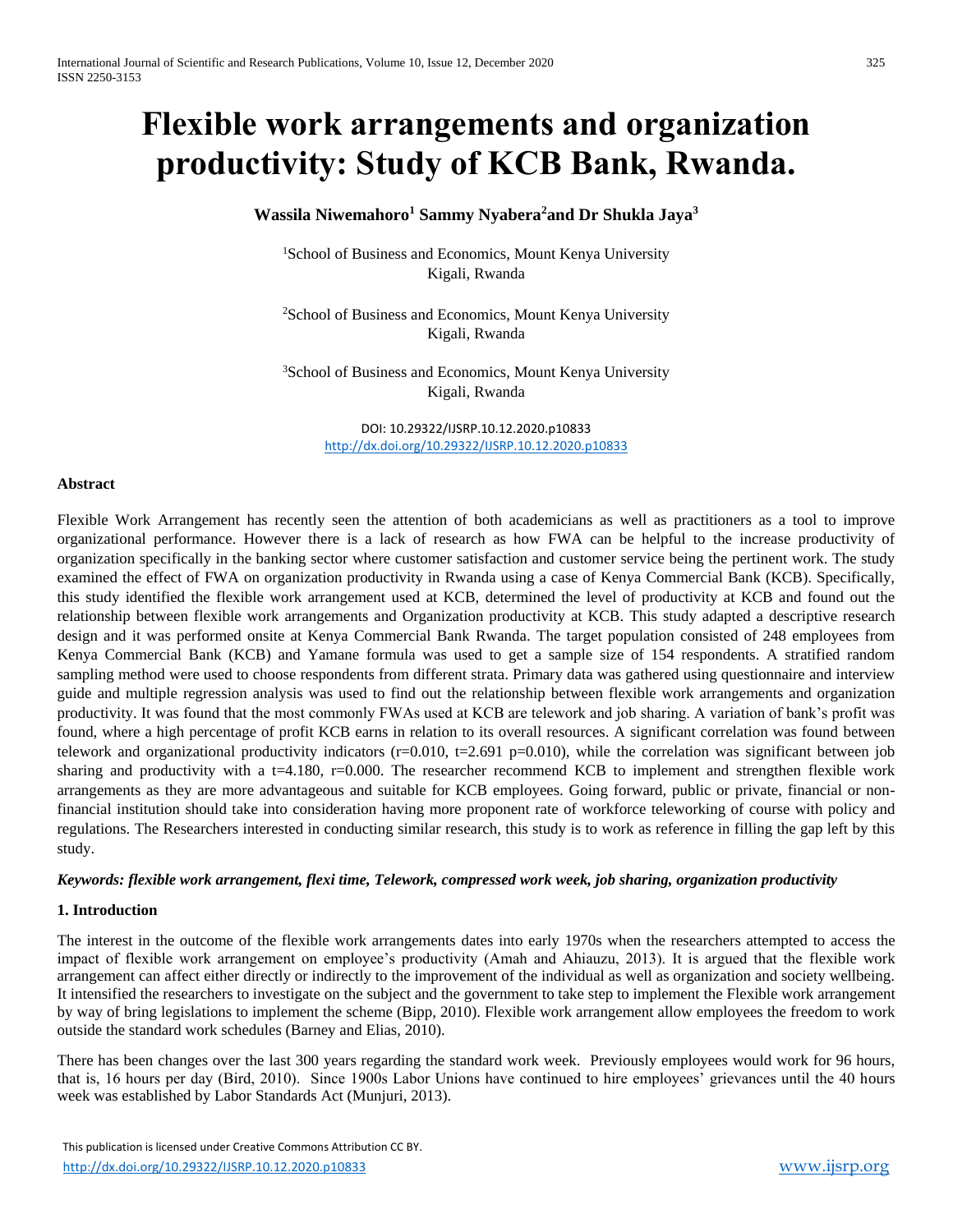# Flexible work arrangements and organization productivity: Study of KCB Bank, Rwanda.

**Wassila Niwemahoro[1] Sammy Nyabera[2] and Dr Shukla Jaya[3]**

[1]School of Business and Economics, Mount Kenya University
Kigali, Rwanda

[2]School of Business and Economics, Mount Kenya University
Kigali, Rwanda

[3]School of Business and Economics, Mount Kenya University
Kigali, Rwanda

DOI: 10.29322/IJSRP.10.12.2020.p10833
http://dx.doi.org/10.29322/IJSRP.10.12.2020.p10833

### Abstract

Flexible Work Arrangement has recently seen the attention of both academicians as well as practitioners as a tool to improve organizational performance. However there is a lack of research as how FWA can be helpful to the increase productivity of organization specifically in the banking sector where customer satisfaction and customer service being the pertinent work. The study examined the effect of FWA on organization productivity in Rwanda using a case of Kenya Commercial Bank (KCB). Specifically, this study identified the flexible work arrangement used at KCB, determined the level of productivity at KCB and found out the relationship between flexible work arrangements and Organization productivity at KCB. This study adapted a descriptive research design and it was performed onsite at Kenya Commercial Bank Rwanda. The target population consisted of 248 employees from Kenya Commercial Bank (KCB) and Yamane formula was used to get a sample size of 154 respondents. A stratified random sampling method were used to choose respondents from different strata. Primary data was gathered using questionnaire and interview guide and multiple regression analysis was used to find out the relationship between flexible work arrangements and organization productivity. It was found that the most commonly FWAs used at KCB are telework and job sharing. A variation of bank's profit was found, where a high percentage of profit KCB earns in relation to its overall resources. A significant correlation was found between telework and organizational productivity indicators (r=0.010, t=2.691 p=0.010), while the correlation was significant between job sharing and productivity with a t=4.180, r=0.000. The researcher recommend KCB to implement and strengthen flexible work arrangements as they are more advantageous and suitable for KCB employees. Going forward, public or private, financial or non-financial institution should take into consideration having more proponent rate of workforce teleworking of course with policy and regulations. The Researchers interested in conducting similar research, this study is to work as reference in filling the gap left by this study.

***Keywords: flexible work arrangement, flexi time, Telework, compressed work week, job sharing, organization productivity***

### 1. Introduction

The interest in the outcome of the flexible work arrangements dates into early 1970s when the researchers attempted to access the impact of flexible work arrangement on employee's productivity (Amah and Ahiauzu, 2013). It is argued that the flexible work arrangement can affect either directly or indirectly to the improvement of the individual as well as organization and society wellbeing. It intensified the researchers to investigate on the subject and the government to take step to implement the Flexible work arrangement by way of bring legislations to implement the scheme (Bipp, 2010). Flexible work arrangement allow employees the freedom to work outside the standard work schedules (Barney and Elias, 2010).

There has been changes over the last 300 years regarding the standard work week. Previously employees would work for 96 hours, that is, 16 hours per day (Bird, 2010). Since 1900s Labor Unions have continued to hire employees' grievances until the 40 hours week was established by Labor Standards Act (Munjuri, 2013).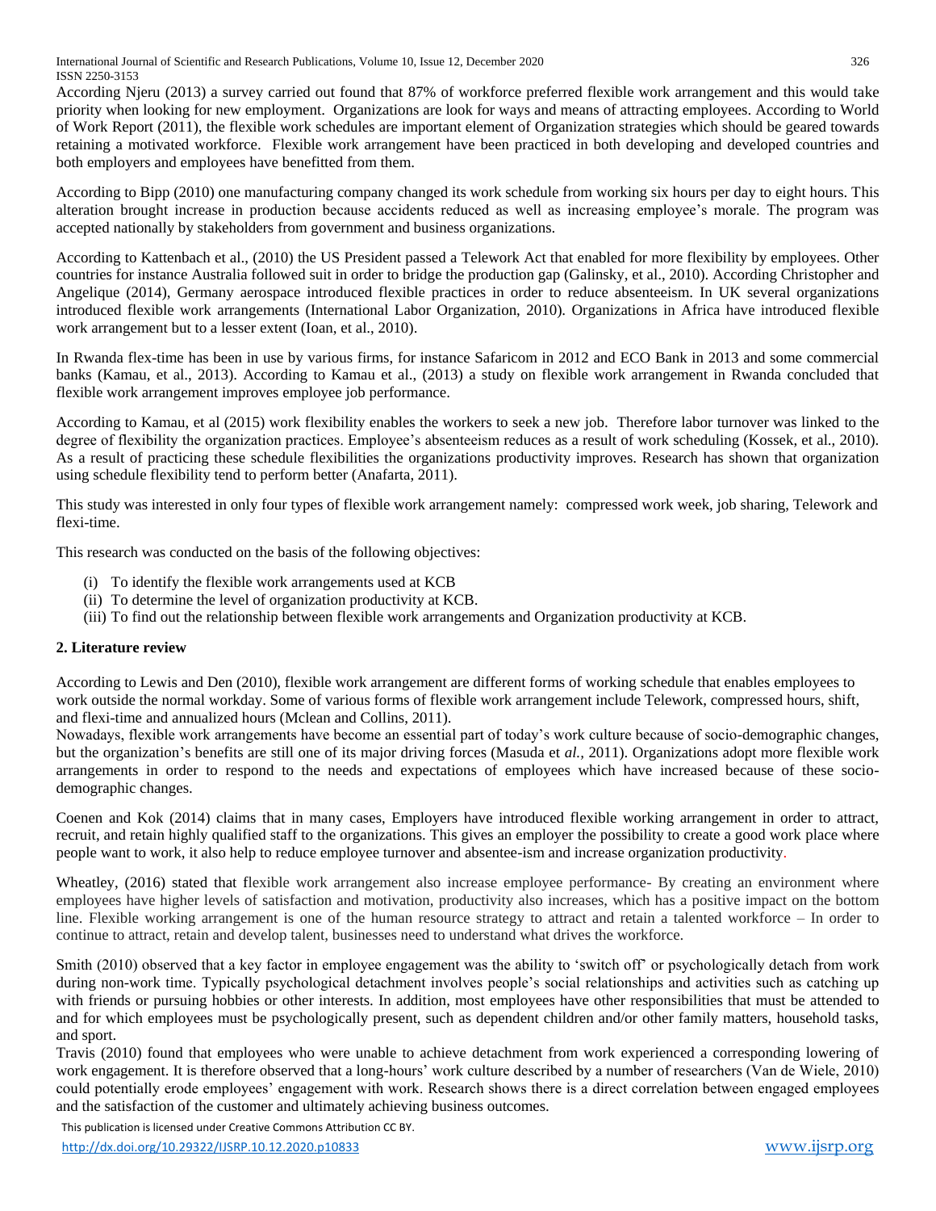According Njeru (2013) a survey carried out found that 87% of workforce preferred flexible work arrangement and this would take priority when looking for new employment. Organizations are look for ways and means of attracting employees. According to World of Work Report (2011), the flexible work schedules are important element of Organization strategies which should be geared towards retaining a motivated workforce. Flexible work arrangement have been practiced in both developing and developed countries and both employers and employees have benefitted from them.

According to Bipp (2010) one manufacturing company changed its work schedule from working six hours per day to eight hours. This alteration brought increase in production because accidents reduced as well as increasing employee's morale. The program was accepted nationally by stakeholders from government and business organizations.

According to Kattenbach et al., (2010) the US President passed a Telework Act that enabled for more flexibility by employees. Other countries for instance Australia followed suit in order to bridge the production gap (Galinsky, et al., 2010). According Christopher and Angelique (2014), Germany aerospace introduced flexible practices in order to reduce absenteeism. In UK several organizations introduced flexible work arrangements (International Labor Organization, 2010). Organizations in Africa have introduced flexible work arrangement but to a lesser extent (Ioan, et al., 2010).

In Rwanda flex-time has been in use by various firms, for instance Safaricom in 2012 and ECO Bank in 2013 and some commercial banks (Kamau, et al., 2013). According to Kamau et al., (2013) a study on flexible work arrangement in Rwanda concluded that flexible work arrangement improves employee job performance.

According to Kamau, et al (2015) work flexibility enables the workers to seek a new job. Therefore labor turnover was linked to the degree of flexibility the organization practices. Employee's absenteeism reduces as a result of work scheduling (Kossek, et al., 2010). As a result of practicing these schedule flexibilities the organizations productivity improves. Research has shown that organization using schedule flexibility tend to perform better (Anafarta, 2011).

This study was interested in only four types of flexible work arrangement namely: compressed work week, job sharing, Telework and flexi-time.

This research was conducted on the basis of the following objectives:

(i) To identify the flexible work arrangements used at KCB
(ii) To determine the level of organization productivity at KCB.
(iii) To find out the relationship between flexible work arrangements and Organization productivity at KCB.

## 2. Literature review

According to Lewis and Den (2010), flexible work arrangement are different forms of working schedule that enables employees to work outside the normal workday. Some of various forms of flexible work arrangement include Telework, compressed hours, shift, and flexi-time and annualized hours (Mclean and Collins, 2011).

Nowadays, flexible work arrangements have become an essential part of today's work culture because of socio-demographic changes, but the organization's benefits are still one of its major driving forces (Masuda et *al.,* 2011). Organizations adopt more flexible work arrangements in order to respond to the needs and expectations of employees which have increased because of these socio-demographic changes.

Coenen and Kok (2014) claims that in many cases, Employers have introduced flexible working arrangement in order to attract, recruit, and retain highly qualified staff to the organizations. This gives an employer the possibility to create a good work place where people want to work, it also help to reduce employee turnover and absentee-ism and increase organization productivity.

Wheatley, (2016) stated that flexible work arrangement also increase employee performance- By creating an environment where employees have higher levels of satisfaction and motivation, productivity also increases, which has a positive impact on the bottom line. Flexible working arrangement is one of the human resource strategy to attract and retain a talented workforce – In order to continue to attract, retain and develop talent, businesses need to understand what drives the workforce.

Smith (2010) observed that a key factor in employee engagement was the ability to 'switch off' or psychologically detach from work during non-work time. Typically psychological detachment involves people's social relationships and activities such as catching up with friends or pursuing hobbies or other interests. In addition, most employees have other responsibilities that must be attended to and for which employees must be psychologically present, such as dependent children and/or other family matters, household tasks, and sport.

Travis (2010) found that employees who were unable to achieve detachment from work experienced a corresponding lowering of work engagement. It is therefore observed that a long-hours' work culture described by a number of researchers (Van de Wiele, 2010) could potentially erode employees' engagement with work. Research shows there is a direct correlation between engaged employees and the satisfaction of the customer and ultimately achieving business outcomes.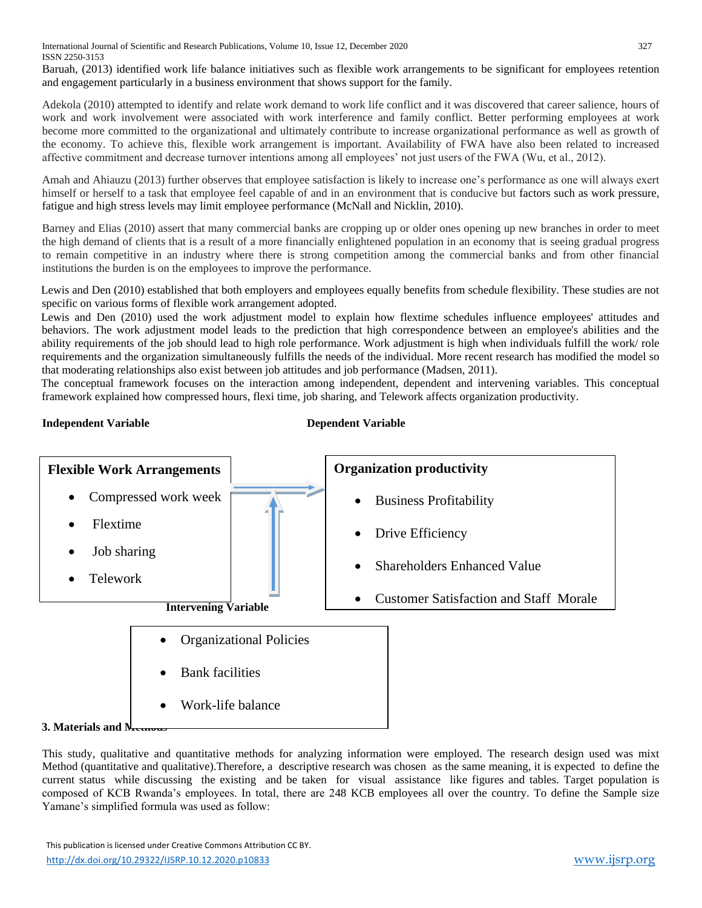Baruah, (2013) identified work life balance initiatives such as flexible work arrangements to be significant for employees retention and engagement particularly in a business environment that shows support for the family.

Adekola (2010) attempted to identify and relate work demand to work life conflict and it was discovered that career salience, hours of work and work involvement were associated with work interference and family conflict. Better performing employees at work become more committed to the organizational and ultimately contribute to increase organizational performance as well as growth of the economy. To achieve this, flexible work arrangement is important. Availability of FWA have also been related to increased affective commitment and decrease turnover intentions among all employees' not just users of the FWA (Wu, et al., 2012).

Amah and Ahiauzu (2013) further observes that employee satisfaction is likely to increase one's performance as one will always exert himself or herself to a task that employee feel capable of and in an environment that is conducive but factors such as work pressure, fatigue and high stress levels may limit employee performance (McNall and Nicklin, 2010).

Barney and Elias (2010) assert that many commercial banks are cropping up or older ones opening up new branches in order to meet the high demand of clients that is a result of a more financially enlightened population in an economy that is seeing gradual progress to remain competitive in an industry where there is strong competition among the commercial banks and from other financial institutions the burden is on the employees to improve the performance.

Lewis and Den (2010) established that both employers and employees equally benefits from schedule flexibility. These studies are not specific on various forms of flexible work arrangement adopted.

Lewis and Den (2010) used the work adjustment model to explain how flextime schedules influence employees' attitudes and behaviors. The work adjustment model leads to the prediction that high correspondence between an employee's abilities and the ability requirements of the job should lead to high role performance. Work adjustment is high when individuals fulfill the work/ role requirements and the organization simultaneously fulfills the needs of the individual. More recent research has modified the model so that moderating relationships also exist between job attitudes and job performance (Madsen, 2011).

The conceptual framework focuses on the interaction among independent, dependent and intervening variables. This conceptual framework explained how compressed hours, flexi time, job sharing, and Telework affects organization productivity.

**Independent Variable** | **Dependent Variable**

**Flexible Work Arrangements**

- Compressed work week
- Flextime
- Job sharing
- Telework

**Organization productivity**

- Business Profitability
- Drive Efficiency
- Shareholders Enhanced Value
- Customer Satisfaction and Staff Morale

**Intervening Variable**

- Organizational Policies
- Bank facilities
- Work-life balance

### 3. Materials and Methods

This study, qualitative and quantitative methods for analyzing information were employed. The research design used was mixt Method (quantitative and qualitative).Therefore, a descriptive research was chosen as the same meaning, it is expected to define the current status while discussing the existing and be taken for visual assistance like figures and tables. Target population is composed of KCB Rwanda's employees. In total, there are 248 KCB employees all over the country. To define the Sample size Yamane's simplified formula was used as follow: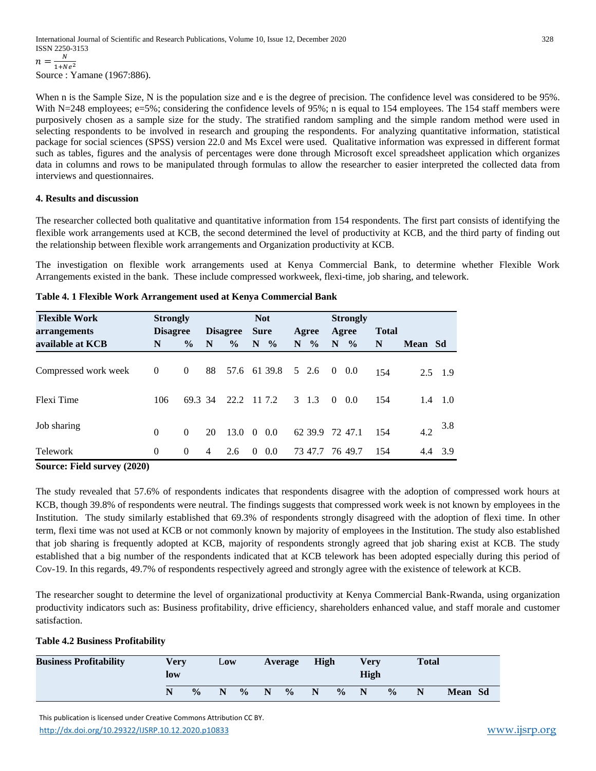$$n = \frac{N}{1+Ne^2}$$

Source : Yamane (1967:886).

When n is the Sample Size, N is the population size and e is the degree of precision. The confidence level was considered to be 95%. With N=248 employees; e=5%; considering the confidence levels of 95%; n is equal to 154 employees. The 154 staff members were purposively chosen as a sample size for the study. The stratified random sampling and the simple random method were used in selecting respondents to be involved in research and grouping the respondents. For analyzing quantitative information, statistical package for social sciences (SPSS) version 22.0 and Ms Excel were used. Qualitative information was expressed in different format such as tables, figures and the analysis of percentages were done through Microsoft excel spreadsheet application which organizes data in columns and rows to be manipulated through formulas to allow the researcher to easier interpreted the collected data from interviews and questionnaires.

### 4. Results and discussion

The researcher collected both qualitative and quantitative information from 154 respondents. The first part consists of identifying the flexible work arrangements used at KCB, the second determined the level of productivity at KCB, and the third party of finding out the relationship between flexible work arrangements and Organization productivity at KCB.

The investigation on flexible work arrangements used at Kenya Commercial Bank, to determine whether Flexible Work Arrangements existed in the bank. These include compressed workweek, flexi-time, job sharing, and telework.

**Table 4. 1 Flexible Work Arrangement used at Kenya Commercial Bank**

| Flexible Work arrangements available at KCB | Strongly Disagree | | Disagree | | Not Sure | | Agree | | Strongly Agree | | Total | | |
|---|---|---|---|---|---|---|---|---|---|---|---|---|---|
| | N | % | N | % | N | % | N | % | N | % | N | Mean | Sd |
| Compressed work week | 0 | 0 | 88 | 57.6 | 61 | 39.8 | 5 | 2.6 | 0 | 0.0 | 154 | 2.5 | 1.9 |
| Flexi Time | 106 | 69.3 | 34 | 22.2 | 11 | 7.2 | 3 | 1.3 | 0 | 0.0 | 154 | 1.4 | 1.0 |
| Job sharing | 0 | 0 | 20 | 13.0 | 0 | 0.0 | 62 | 39.9 | 72 | 47.1 | 154 | 4.2 | 3.8 |
| Telework | 0 | 0 | 4 | 2.6 | 0 | 0.0 | 73 | 47.7 | 76 | 49.7 | 154 | 4.4 | 3.9 |

**Source: Field survey (2020)**

The study revealed that 57.6% of respondents indicates that respondents disagree with the adoption of compressed work hours at KCB, though 39.8% of respondents were neutral. The findings suggests that compressed work week is not known by employees in the Institution. The study similarly established that 69.3% of respondents strongly disagreed with the adoption of flexi time. In other term, flexi time was not used at KCB or not commonly known by majority of employees in the Institution. The study also established that job sharing is frequently adopted at KCB, majority of respondents strongly agreed that job sharing exist at KCB. The study established that a big number of the respondents indicated that at KCB telework has been adopted especially during this period of Cov-19. In this regards, 49.7% of respondents respectively agreed and strongly agree with the existence of telework at KCB.

The researcher sought to determine the level of organizational productivity at Kenya Commercial Bank-Rwanda, using organization productivity indicators such as: Business profitability, drive efficiency, shareholders enhanced value, and staff morale and customer satisfaction.

**Table 4.2 Business Profitability**

| Business Profitability | Very low | | Low | | Average | | High | | Very High | | Total | | |
|---|---|---|---|---|---|---|---|---|---|---|---|---|---|
| | N | % | N | % | N | % | N | % | N | % | N | Mean | Sd |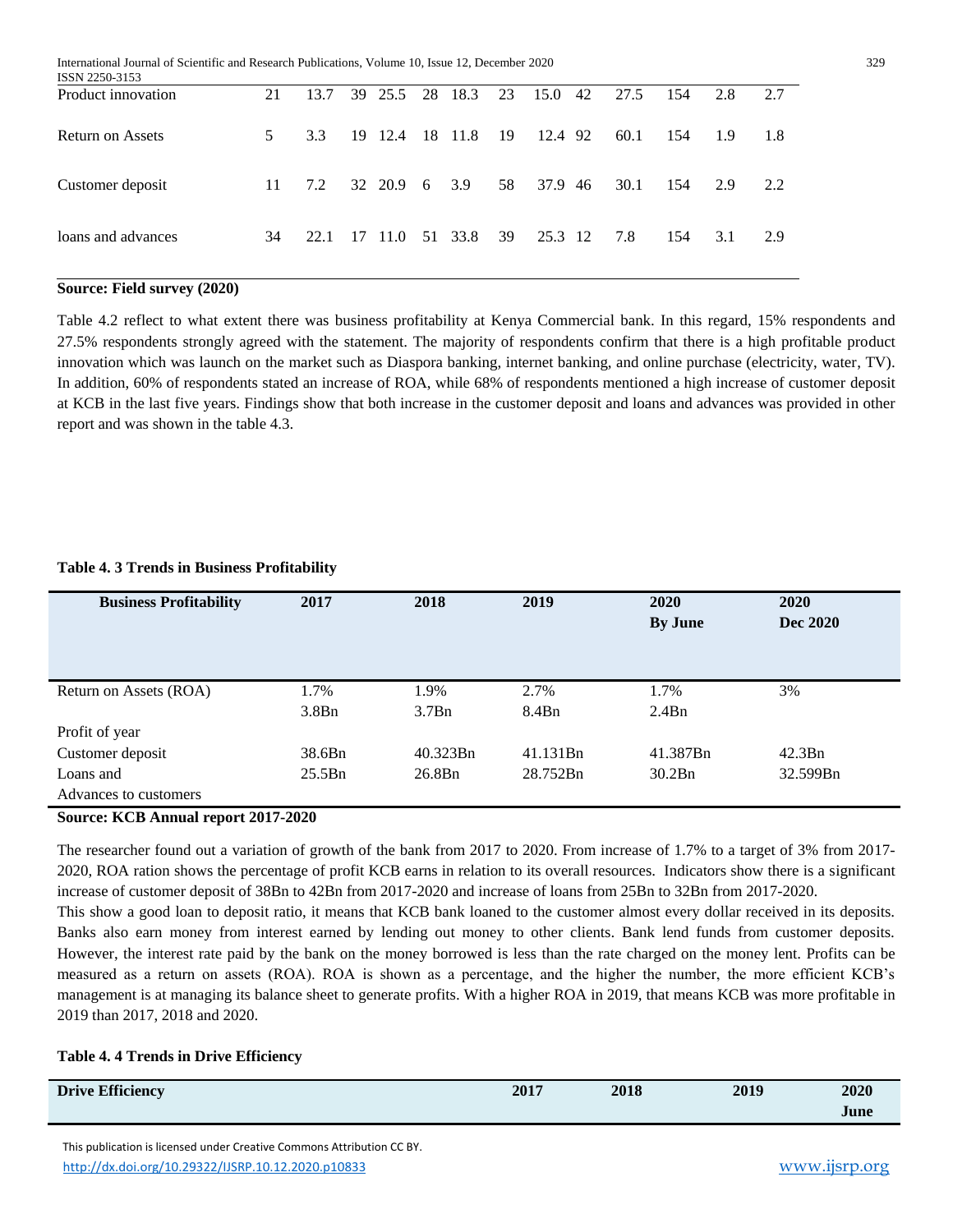| Product innovation | 21 | 13.7 | 39 | 25.5 | 28 | 18.3 | 23 | 15.0 | 42 | 27.5 | 154 | 2.8 | 2.7 |
|---|---|---|---|---|---|---|---|---|---|---|---|---|---|
| Return on Assets | 5 | 3.3 | 19 | 12.4 | 18 | 11.8 | 19 | 12.4 | 92 | 60.1 | 154 | 1.9 | 1.8 |
| Customer deposit | 11 | 7.2 | 32 | 20.9 | 6 | 3.9 | 58 | 37.9 | 46 | 30.1 | 154 | 2.9 | 2.2 |
| loans and advances | 34 | 22.1 | 17 | 11.0 | 51 | 33.8 | 39 | 25.3 | 12 | 7.8 | 154 | 3.1 | 2.9 |

**Source: Field survey (2020)**

Table 4.2 reflect to what extent there was business profitability at Kenya Commercial bank. In this regard, 15% respondents and 27.5% respondents strongly agreed with the statement. The majority of respondents confirm that there is a high profitable product innovation which was launch on the market such as Diaspora banking, internet banking, and online purchase (electricity, water, TV). In addition, 60% of respondents stated an increase of ROA, while 68% of respondents mentioned a high increase of customer deposit at KCB in the last five years. Findings show that both increase in the customer deposit and loans and advances was provided in other report and was shown in the table 4.3.

**Table 4. 3 Trends in Business Profitability**

| Business Profitability | 2017 | 2018 | 2019 | 2020 By June | 2020 Dec 2020 |
|---|---|---|---|---|---|
| Return on Assets (ROA) | 1.7% | 1.9% | 2.7% | 1.7% | 3% |
| Profit of year | 3.8Bn | 3.7Bn | 8.4Bn | 2.4Bn | |
| Customer deposit | 38.6Bn | 40.323Bn | 41.131Bn | 41.387Bn | 42.3Bn |
| Loans and Advances to customers | 25.5Bn | 26.8Bn | 28.752Bn | 30.2Bn | 32.599Bn |

**Source: KCB Annual report 2017-2020**

The researcher found out a variation of growth of the bank from 2017 to 2020. From increase of 1.7% to a target of 3% from 2017-2020, ROA ration shows the percentage of profit KCB earns in relation to its overall resources. Indicators show there is a significant increase of customer deposit of 38Bn to 42Bn from 2017-2020 and increase of loans from 25Bn to 32Bn from 2017-2020.

This show a good loan to deposit ratio, it means that KCB bank loaned to the customer almost every dollar received in its deposits. Banks also earn money from interest earned by lending out money to other clients. Bank lend funds from customer deposits. However, the interest rate paid by the bank on the money borrowed is less than the rate charged on the money lent. Profits can be measured as a return on assets (ROA). ROA is shown as a percentage, and the higher the number, the more efficient KCB's management is at managing its balance sheet to generate profits. With a higher ROA in 2019, that means KCB was more profitable in 2019 than 2017, 2018 and 2020.

**Table 4. 4 Trends in Drive Efficiency**

| Drive Efficiency | 2017 | 2018 | 2019 | 2020 June |
|---|---|---|---|---|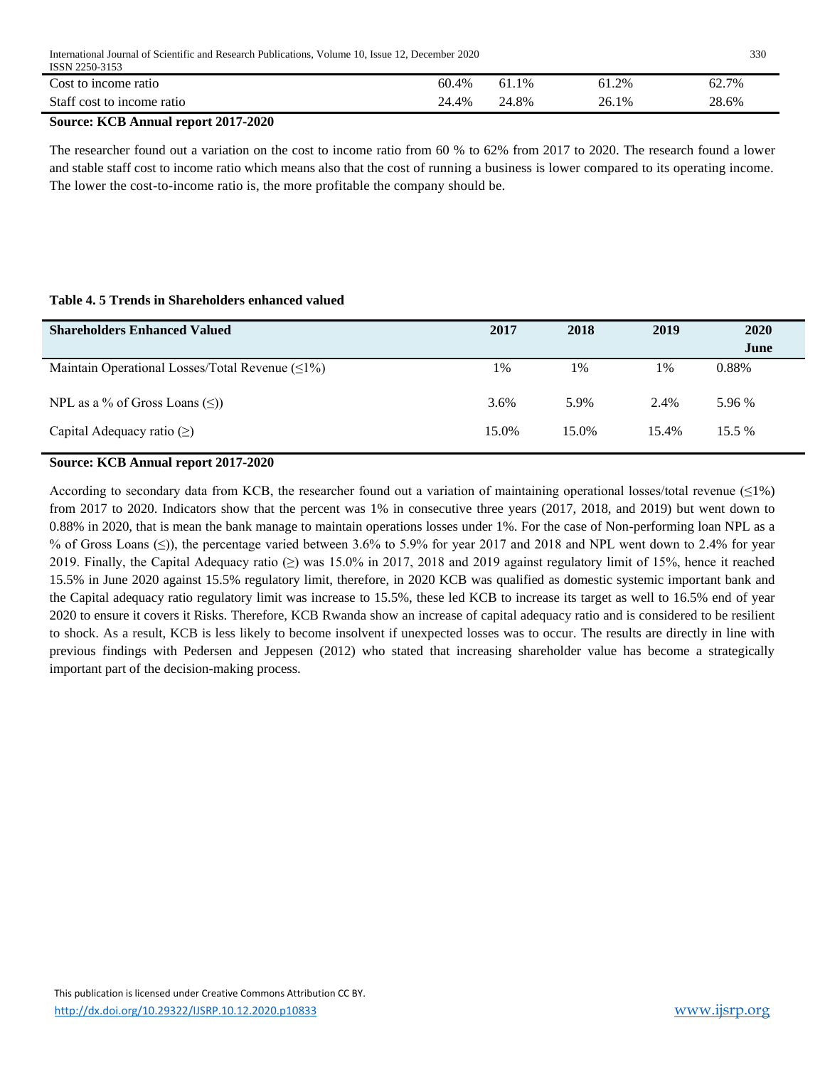| | | | | |
|---|---|---|---|---|
| Cost to income ratio | 60.4% | 61.1% | 61.2% | 62.7% |
| Staff cost to income ratio | 24.4% | 24.8% | 26.1% | 28.6% |

**Source: KCB Annual report 2017-2020**

The researcher found out a variation on the cost to income ratio from 60 % to 62% from 2017 to 2020. The research found a lower and stable staff cost to income ratio which means also that the cost of running a business is lower compared to its operating income. The lower the cost-to-income ratio is, the more profitable the company should be.

**Table 4. 5 Trends in Shareholders enhanced valued**

| **Shareholders Enhanced Valued** | **2017** | **2018** | **2019** | **2020 June** |
|---|---|---|---|---|
| Maintain Operational Losses/Total Revenue (≤1%) | 1% | 1% | 1% | 0.88% |
| NPL as a % of Gross Loans (≤)) | 3.6% | 5.9% | 2.4% | 5.96 % |
| Capital Adequacy ratio (≥) | 15.0% | 15.0% | 15.4% | 15.5 % |

**Source: KCB Annual report 2017-2020**

According to secondary data from KCB, the researcher found out a variation of maintaining operational losses/total revenue (≤1%) from 2017 to 2020. Indicators show that the percent was 1% in consecutive three years (2017, 2018, and 2019) but went down to 0.88% in 2020, that is mean the bank manage to maintain operations losses under 1%. For the case of Non-performing loan NPL as a % of Gross Loans (≤)), the percentage varied between 3.6% to 5.9% for year 2017 and 2018 and NPL went down to 2.4% for year 2019. Finally, the Capital Adequacy ratio (≥) was 15.0% in 2017, 2018 and 2019 against regulatory limit of 15%, hence it reached 15.5% in June 2020 against 15.5% regulatory limit, therefore, in 2020 KCB was qualified as domestic systemic important bank and the Capital adequacy ratio regulatory limit was increase to 15.5%, these led KCB to increase its target as well to 16.5% end of year 2020 to ensure it covers it Risks. Therefore, KCB Rwanda show an increase of capital adequacy ratio and is considered to be resilient to shock. As a result, KCB is less likely to become insolvent if unexpected losses was to occur. The results are directly in line with previous findings with Pedersen and Jeppesen (2012) who stated that increasing shareholder value has become a strategically important part of the decision-making process.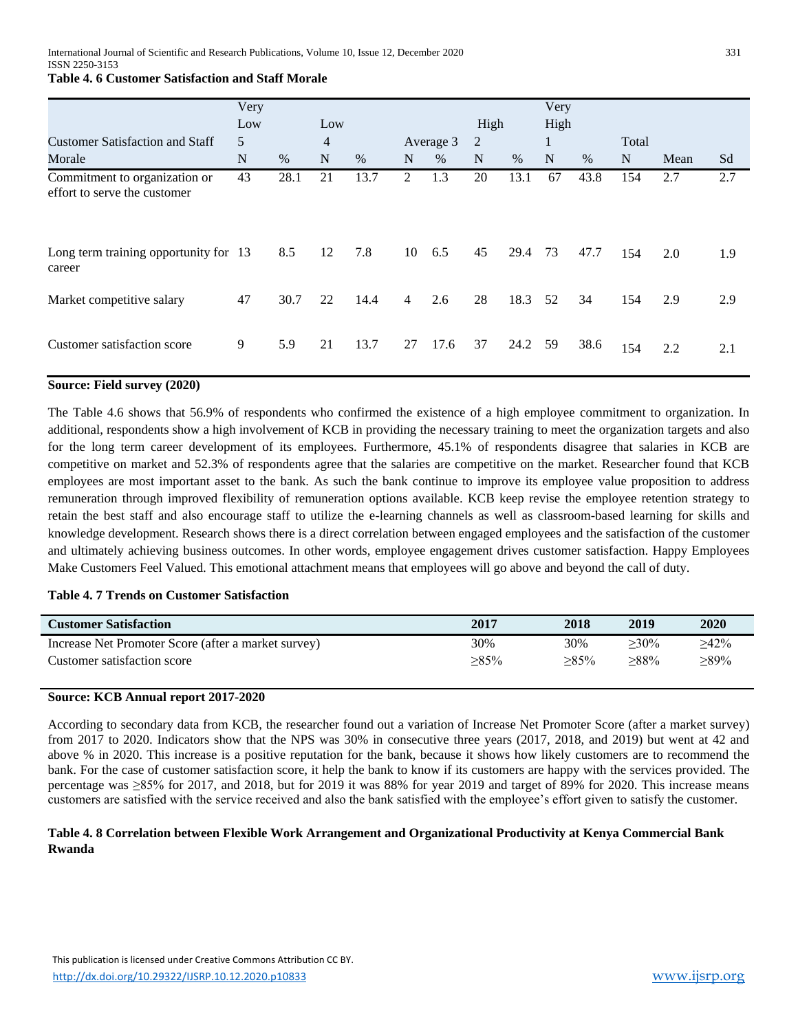**Table 4. 6 Customer Satisfaction and Staff Morale**

| Customer Satisfaction and Staff Morale | Very Low 5 N | % | Low 4 N | % | Average 3 N | % | High 2 N | % | Very High 1 N | % | Total N | Mean | Sd |
|---|---|---|---|---|---|---|---|---|---|---|---|---|---|
| Commitment to organization or effort to serve the customer | 43 | 28.1 | 21 | 13.7 | 2 | 1.3 | 20 | 13.1 | 67 | 43.8 | 154 | 2.7 | 2.7 |
| Long term training opportunity for career | 13 | 8.5 | 12 | 7.8 | 10 | 6.5 | 45 | 29.4 | 73 | 47.7 | 154 | 2.0 | 1.9 |
| Market competitive salary | 47 | 30.7 | 22 | 14.4 | 4 | 2.6 | 28 | 18.3 | 52 | 34 | 154 | 2.9 | 2.9 |
| Customer satisfaction score | 9 | 5.9 | 21 | 13.7 | 27 | 17.6 | 37 | 24.2 | 59 | 38.6 | 154 | 2.2 | 2.1 |

**Source: Field survey (2020)**

The Table 4.6 shows that 56.9% of respondents who confirmed the existence of a high employee commitment to organization. In additional, respondents show a high involvement of KCB in providing the necessary training to meet the organization targets and also for the long term career development of its employees. Furthermore, 45.1% of respondents disagree that salaries in KCB are competitive on market and 52.3% of respondents agree that the salaries are competitive on the market. Researcher found that KCB employees are most important asset to the bank. As such the bank continue to improve its employee value proposition to address remuneration through improved flexibility of remuneration options available. KCB keep revise the employee retention strategy to retain the best staff and also encourage staff to utilize the e-learning channels as well as classroom-based learning for skills and knowledge development. Research shows there is a direct correlation between engaged employees and the satisfaction of the customer and ultimately achieving business outcomes. In other words, employee engagement drives customer satisfaction. Happy Employees Make Customers Feel Valued. This emotional attachment means that employees will go above and beyond the call of duty.

**Table 4. 7 Trends on Customer Satisfaction**

| Customer Satisfaction | 2017 | 2018 | 2019 | 2020 |
|---|---|---|---|---|
| Increase Net Promoter Score (after a market survey) | 30% | 30% | ≥30% | ≥42% |
| Customer satisfaction score | ≥85% | ≥85% | ≥88% | ≥89% |

**Source: KCB Annual report 2017-2020**

According to secondary data from KCB, the researcher found out a variation of Increase Net Promoter Score (after a market survey) from 2017 to 2020. Indicators show that the NPS was 30% in consecutive three years (2017, 2018, and 2019) but went at 42 and above % in 2020. This increase is a positive reputation for the bank, because it shows how likely customers are to recommend the bank. For the case of customer satisfaction score, it help the bank to know if its customers are happy with the services provided. The percentage was ≥85% for 2017, and 2018, but for 2019 it was 88% for year 2019 and target of 89% for 2020. This increase means customers are satisfied with the service received and also the bank satisfied with the employee's effort given to satisfy the customer.

**Table 4. 8 Correlation between Flexible Work Arrangement and Organizational Productivity at Kenya Commercial Bank Rwanda**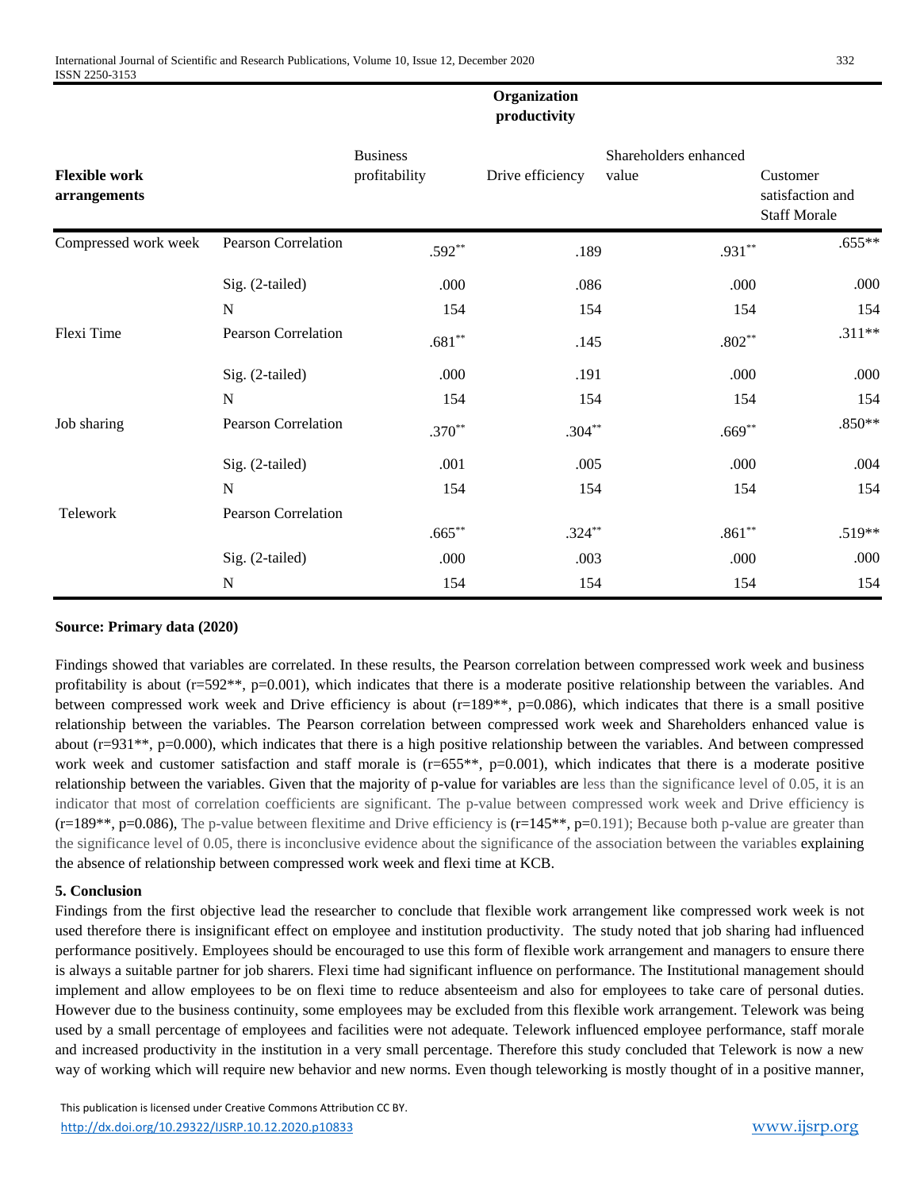| Flexible work arrangements | | Organization productivity | | | |
|---|---|---|---|---|---|
| | | Business profitability | Drive efficiency | Shareholders enhanced value | Customer satisfaction and Staff Morale |
| Compressed work week | Pearson Correlation | .592** | .189 | .931** | .655** |
| | Sig. (2-tailed) | .000 | .086 | .000 | .000 |
| | N | 154 | 154 | 154 | 154 |
| Flexi Time | Pearson Correlation | .681** | .145 | .802** | .311** |
| | Sig. (2-tailed) | .000 | .191 | .000 | .000 |
| | N | 154 | 154 | 154 | 154 |
| Job sharing | Pearson Correlation | .370** | .304** | .669** | .850** |
| | Sig. (2-tailed) | .001 | .005 | .000 | .004 |
| | N | 154 | 154 | 154 | 154 |
| Telework | Pearson Correlation | .665** | .324** | .861** | .519** |
| | Sig. (2-tailed) | .000 | .003 | .000 | .000 |
| | N | 154 | 154 | 154 | 154 |

**Source: Primary data (2020)**

Findings showed that variables are correlated. In these results, the Pearson correlation between compressed work week and business profitability is about (r=592**, p=0.001), which indicates that there is a moderate positive relationship between the variables. And between compressed work week and Drive efficiency is about (r=189**, p=0.086), which indicates that there is a small positive relationship between the variables. The Pearson correlation between compressed work week and Shareholders enhanced value is about (r=931**, p=0.000), which indicates that there is a high positive relationship between the variables. And between compressed work week and customer satisfaction and staff morale is (r=655**, p=0.001), which indicates that there is a moderate positive relationship between the variables. Given that the majority of p-value for variables are less than the significance level of 0.05, it is an indicator that most of correlation coefficients are significant. The p-value between compressed work week and Drive efficiency is (r=189**, p=0.086), The p-value between flexitime and Drive efficiency is (r=145**, p=0.191); Because both p-value are greater than the significance level of 0.05, there is inconclusive evidence about the significance of the association between the variables explaining the absence of relationship between compressed work week and flexi time at KCB.

## 5. Conclusion

Findings from the first objective lead the researcher to conclude that flexible work arrangement like compressed work week is not used therefore there is insignificant effect on employee and institution productivity. The study noted that job sharing had influenced performance positively. Employees should be encouraged to use this form of flexible work arrangement and managers to ensure there is always a suitable partner for job sharers. Flexi time had significant influence on performance. The Institutional management should implement and allow employees to be on flexi time to reduce absenteeism and also for employees to take care of personal duties. However due to the business continuity, some employees may be excluded from this flexible work arrangement. Telework was being used by a small percentage of employees and facilities were not adequate. Telework influenced employee performance, staff morale and increased productivity in the institution in a very small percentage. Therefore this study concluded that Telework is now a new way of working which will require new behavior and new norms. Even though teleworking is mostly thought of in a positive manner,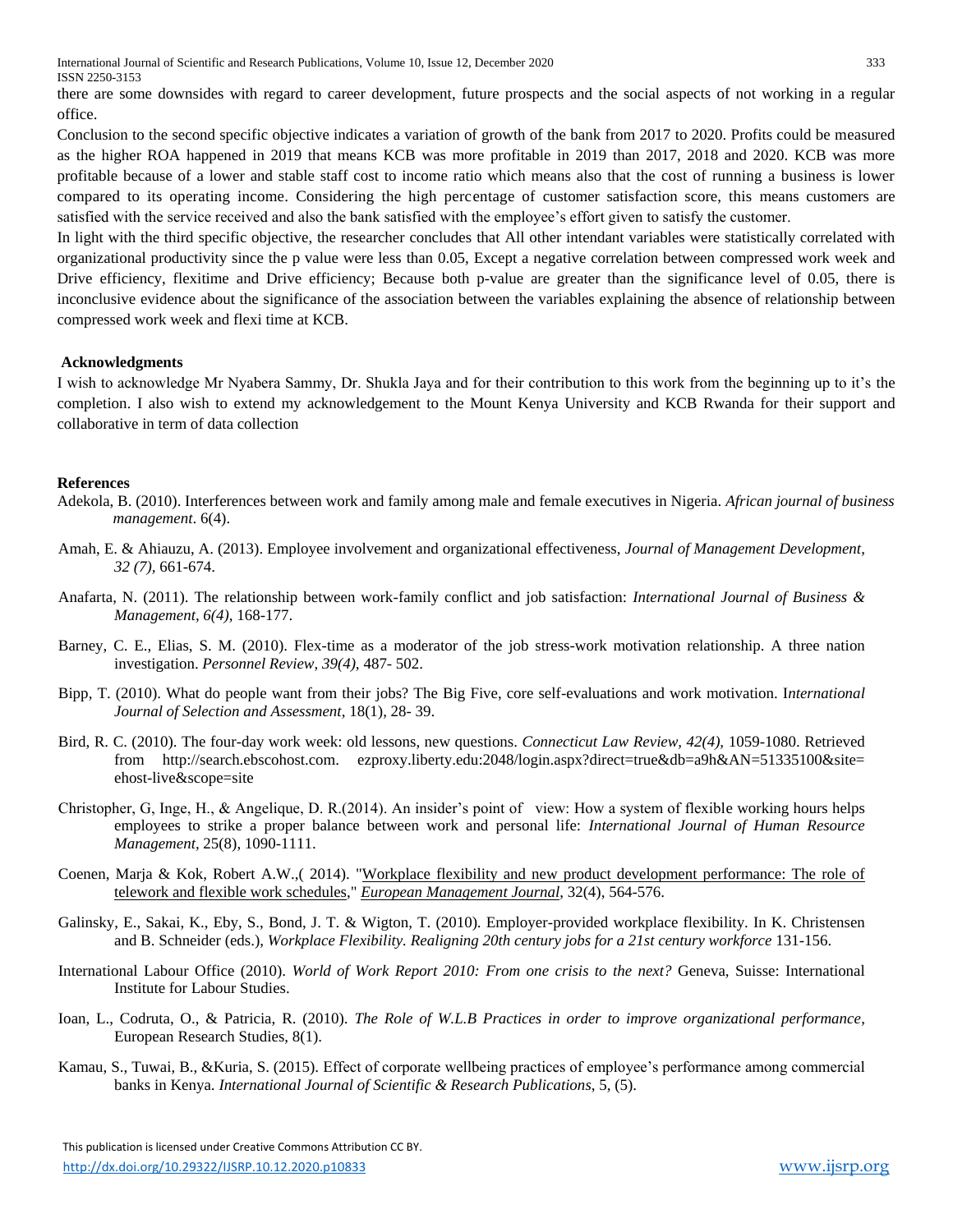there are some downsides with regard to career development, future prospects and the social aspects of not working in a regular office.

Conclusion to the second specific objective indicates a variation of growth of the bank from 2017 to 2020. Profits could be measured as the higher ROA happened in 2019 that means KCB was more profitable in 2019 than 2017, 2018 and 2020. KCB was more profitable because of a lower and stable staff cost to income ratio which means also that the cost of running a business is lower compared to its operating income. Considering the high percentage of customer satisfaction score, this means customers are satisfied with the service received and also the bank satisfied with the employee's effort given to satisfy the customer.

In light with the third specific objective, the researcher concludes that All other intendant variables were statistically correlated with organizational productivity since the p value were less than 0.05, Except a negative correlation between compressed work week and Drive efficiency, flexitime and Drive efficiency; Because both p-value are greater than the significance level of 0.05, there is inconclusive evidence about the significance of the association between the variables explaining the absence of relationship between compressed work week and flexi time at KCB.

## Acknowledgments

I wish to acknowledge Mr Nyabera Sammy, Dr. Shukla Jaya and for their contribution to this work from the beginning up to it's the completion. I also wish to extend my acknowledgement to the Mount Kenya University and KCB Rwanda for their support and collaborative in term of data collection

## References

Adekola, B. (2010). Interferences between work and family among male and female executives in Nigeria. *African journal of business management*. 6(4).

Amah, E. & Ahiauzu, A. (2013). Employee involvement and organizational effectiveness, *Journal of Management Development, 32 (7)*, 661-674.

Anafarta, N. (2011). The relationship between work-family conflict and job satisfaction: *International Journal of Business & Management, 6(4)*, 168-177.

Barney, C. E., Elias, S. M. (2010). Flex-time as a moderator of the job stress-work motivation relationship. A three nation investigation. *Personnel Review, 39(4)*, 487- 502.

Bipp, T. (2010). What do people want from their jobs? The Big Five, core self-evaluations and work motivation. I*nternational Journal of Selection and Assessment*, 18(1), 28- 39.

Bird, R. C. (2010). The four-day work week: old lessons, new questions. *Connecticut Law Review, 42(4)*, 1059-1080. Retrieved from http://search.ebscohost.com. ezproxy.liberty.edu:2048/login.aspx?direct=true&db=a9h&AN=51335100&site=ehost-live&scope=site

Christopher, G, Inge, H., & Angelique, D. R.(2014). An insider's point of view: How a system of flexible working hours helps employees to strike a proper balance between work and personal life: *International Journal of Human Resource Management*, 25(8), 1090-1111.

Coenen, Marja & Kok, Robert A.W.,( 2014). "Workplace flexibility and new product development performance: The role of telework and flexible work schedules," *European Management Journal*, 32(4), 564-576.

Galinsky, E., Sakai, K., Eby, S., Bond, J. T. & Wigton, T. (2010). Employer-provided workplace flexibility. In K. Christensen and B. Schneider (eds.), *Workplace Flexibility. Realigning 20th century jobs for a 21st century workforce* 131-156.

International Labour Office (2010). *World of Work Report 2010: From one crisis to the next?* Geneva, Suisse: International Institute for Labour Studies.

Ioan, L., Codruta, O., & Patricia, R. (2010). *The Role of W.L.B Practices in order to improve organizational performance*, European Research Studies, 8(1).

Kamau, S., Tuwai, B., &Kuria, S. (2015). Effect of corporate wellbeing practices of employee's performance among commercial banks in Kenya. *International Journal of Scientific & Research Publications*, 5, (5).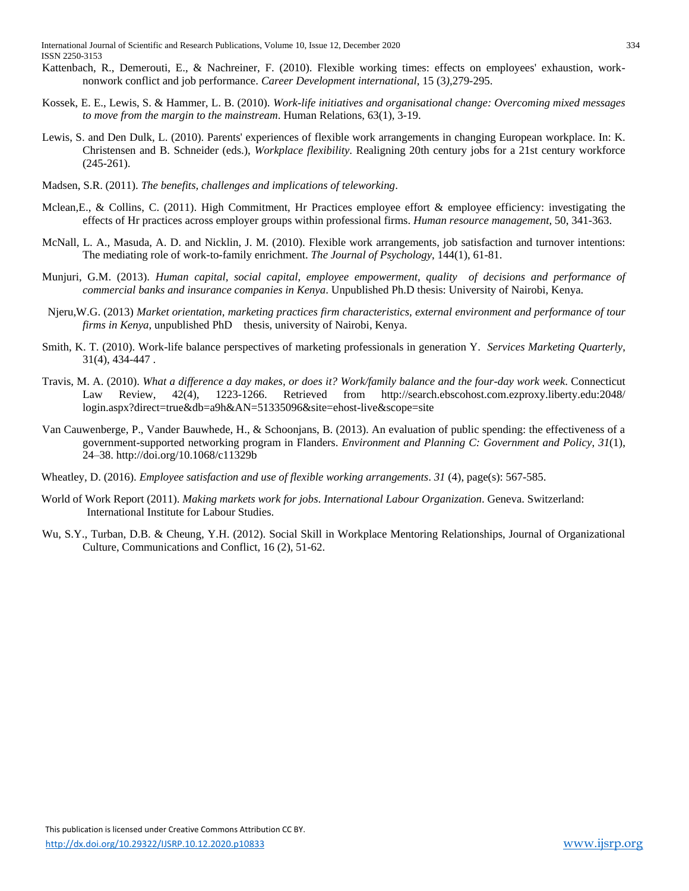Kattenbach, R., Demerouti, E., & Nachreiner, F. (2010). Flexible working times: effects on employees' exhaustion, work-nonwork conflict and job performance. *Career Development international*, 15 (3*)*,279-295.

Kossek, E. E., Lewis, S. & Hammer, L. B. (2010). *Work-life initiatives and organisational change: Overcoming mixed messages to move from the margin to the mainstream*. Human Relations, 63(1), 3-19.

Lewis, S. and Den Dulk, L. (2010). Parents' experiences of flexible work arrangements in changing European workplace. In: K. Christensen and B. Schneider (eds.), *Workplace flexibility*. Realigning 20th century jobs for a 21st century workforce (245-261).

Madsen, S.R. (2011). *The benefits, challenges and implications of teleworking*.

Mclean,E., & Collins, C. (2011). High Commitment, Hr Practices employee effort & employee efficiency: investigating the effects of Hr practices across employer groups within professional firms. *Human resource management*, 50, 341-363.

McNall, L. A., Masuda, A. D. and Nicklin, J. M. (2010). Flexible work arrangements, job satisfaction and turnover intentions: The mediating role of work-to-family enrichment. *The Journal of Psychology*, 144(1), 61-81.

Munjuri, G.M. (2013). *Human capital, social capital, employee empowerment, quality of decisions and performance of commercial banks and insurance companies in Kenya*. Unpublished Ph.D thesis: University of Nairobi, Kenya.

Njeru,W.G. (2013) *Market orientation, marketing practices firm characteristics, external environment and performance of tour firms in Kenya*, unpublished PhD thesis, university of Nairobi, Kenya.

Smith, K. T. (2010). Work-life balance perspectives of marketing professionals in generation Y. *Services Marketing Quarterly*, 31(4), 434-447 .

Travis, M. A. (2010). *What a difference a day makes, or does it? Work/family balance and the four-day work week*. Connecticut Law Review, 42(4), 1223-1266. Retrieved from http://search.ebscohost.com.ezproxy.liberty.edu:2048/login.aspx?direct=true&db=a9h&AN=51335096&site=ehost-live&scope=site

Van Cauwenberge, P., Vander Bauwhede, H., & Schoonjans, B. (2013). An evaluation of public spending: the effectiveness of a government-supported networking program in Flanders. *Environment and Planning C: Government and Policy*, *31*(1), 24–38. http://doi.org/10.1068/c11329b

Wheatley, D. (2016). *Employee satisfaction and use of flexible working arrangements*. *31* (4), page(s): 567-585.

World of Work Report (2011). *Making markets work for jobs*. *International Labour Organization*. Geneva. Switzerland: International Institute for Labour Studies.

Wu, S.Y., Turban, D.B. & Cheung, Y.H. (2012). Social Skill in Workplace Mentoring Relationships, Journal of Organizational Culture, Communications and Conflict, 16 (2), 51-62.